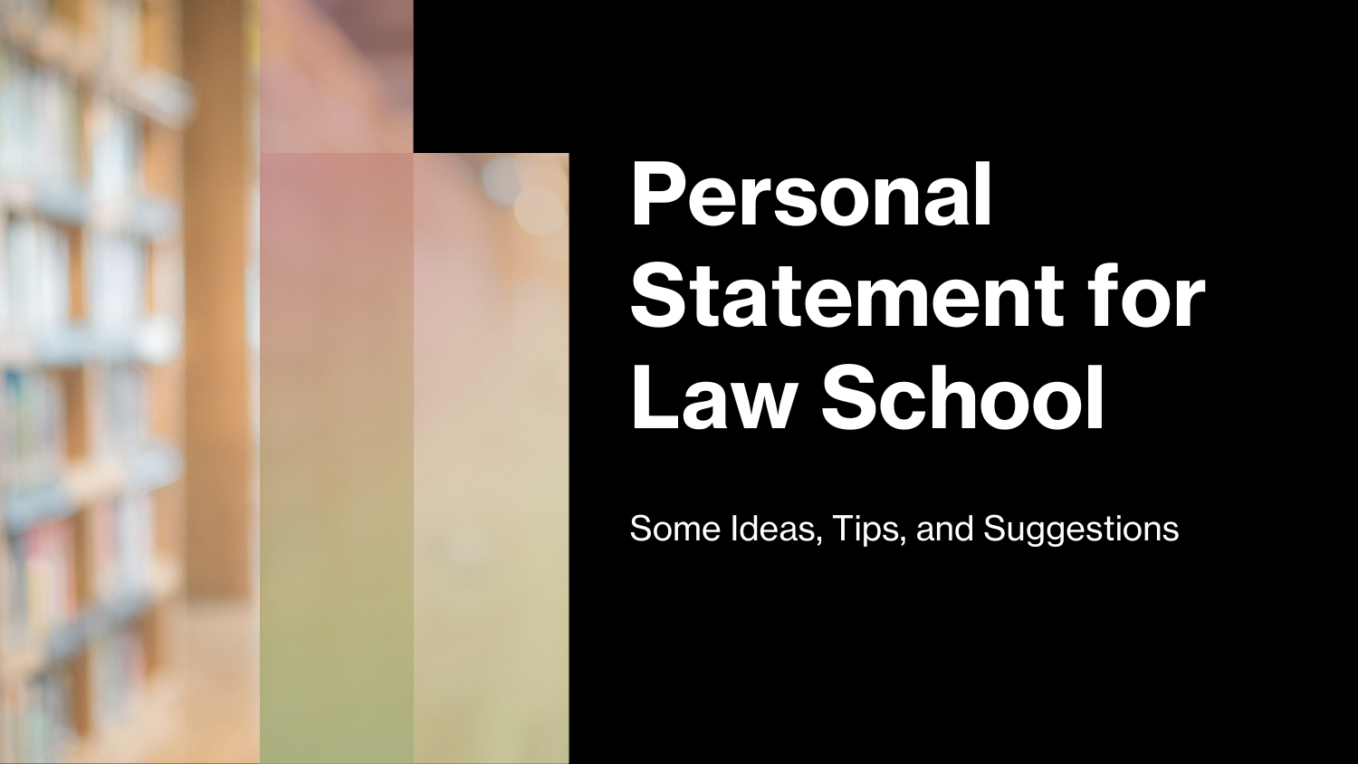# Personal Statement for Law School

Some Ideas, Tips, and Suggestions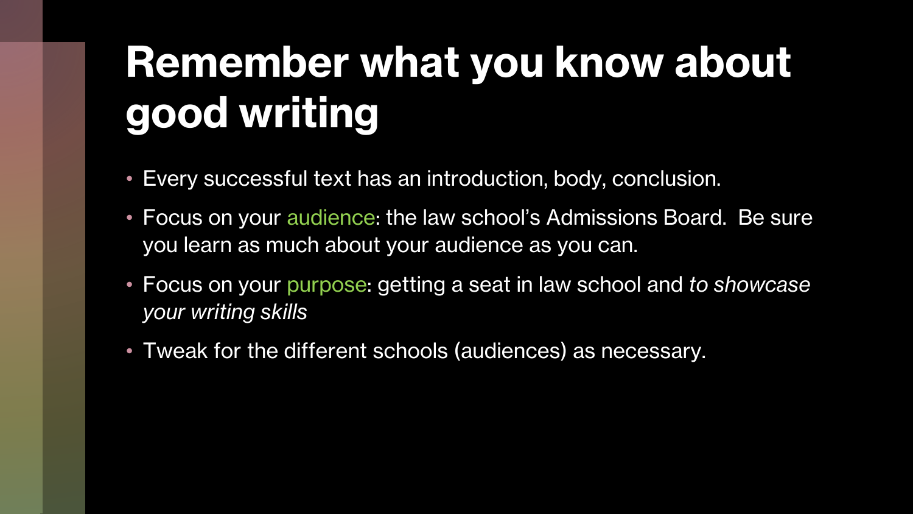# Remember what you know about good writing

- Every successful text has an introduction, body, conclusion.
- Focus on your audience: the law school's Admissions Board.  Be sure you learn as much about your audience as you can.
- Focus on your purpose: getting a seat in law school and *to showcase your writing skills*
- Tweak for the different schools (audiences) as necessary.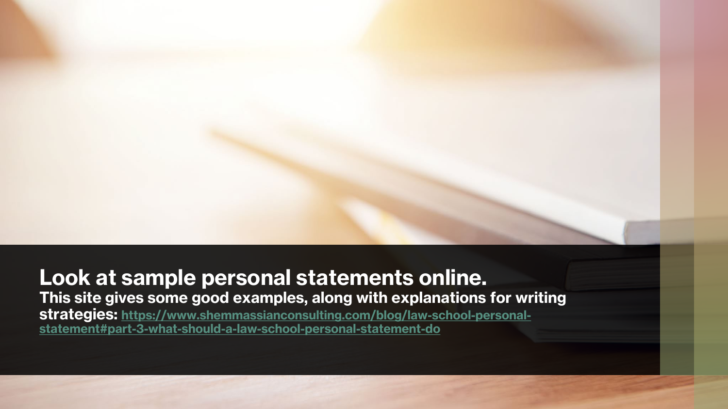# Look at sample personal statements online.

**This site gives some good examples, along with explanations for writing strategies: [https://www.shemmassianconsulting.com/blog/law-school-personal-statement#part-3-what-should-a-law-school-personal-statement-do](https://www.shemmassianconsulting.com/blog/law-school-personal-statement#part-3-what-should-a-law-school-personal-statement-do)**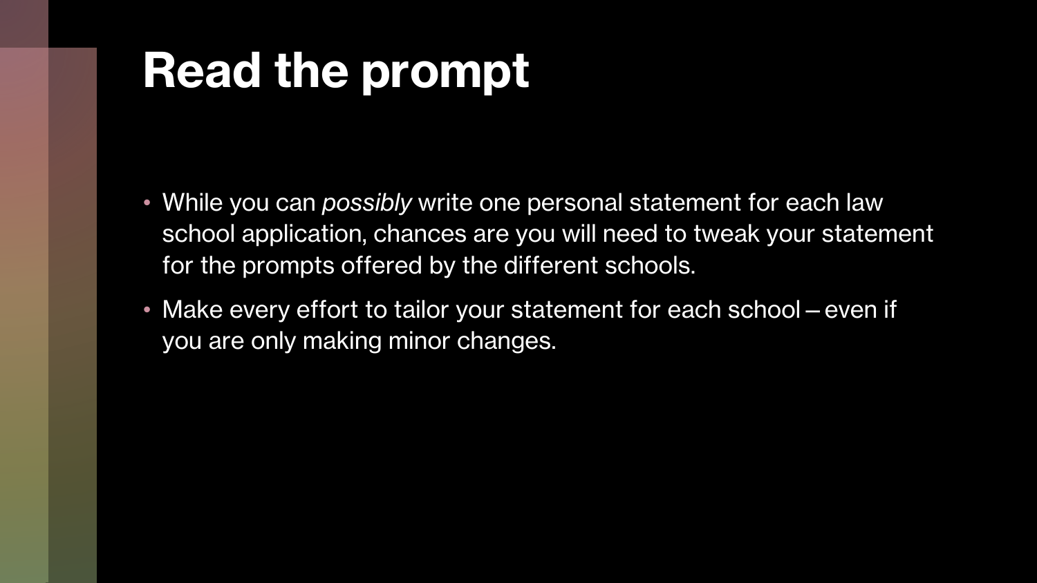# Read the prompt

- While you can *possibly* write one personal statement for each law school application, chances are you will need to tweak your statement for the prompts offered by the different schools.
- Make every effort to tailor your statement for each school – even if you are only making minor changes.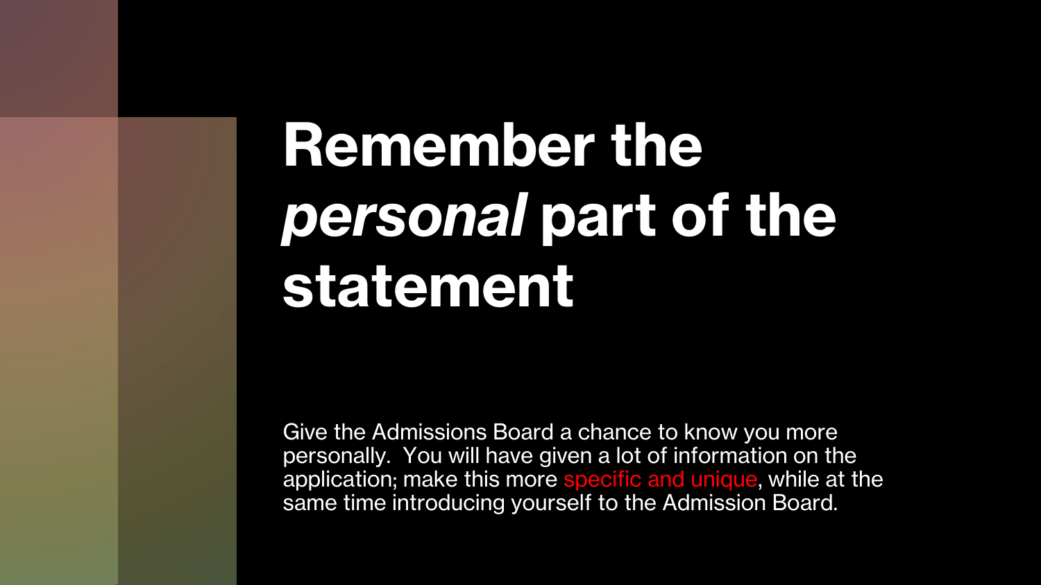# Remember the *personal* part of the statement

Give the Admissions Board a chance to know you more personally.  You will have given a lot of information on the application; make this more specific and unique, while at the same time introducing yourself to the Admission Board.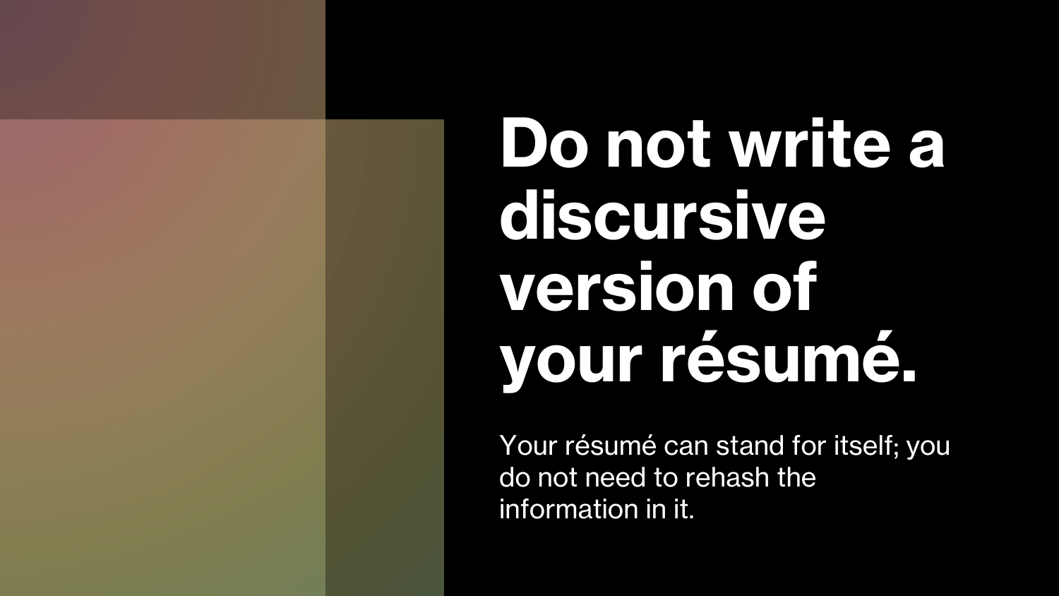# Do not write a discursive version of your résumé.

Your résumé can stand for itself; you do not need to rehash the information in it.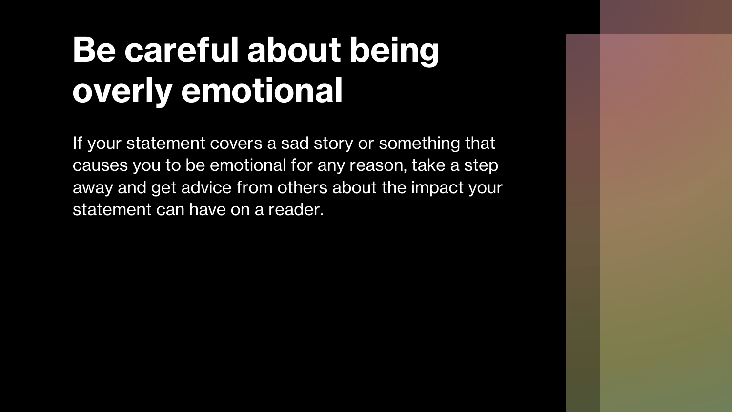# Be careful about being overly emotional

If your statement covers a sad story or something that causes you to be emotional for any reason, take a step away and get advice from others about the impact your statement can have on a reader.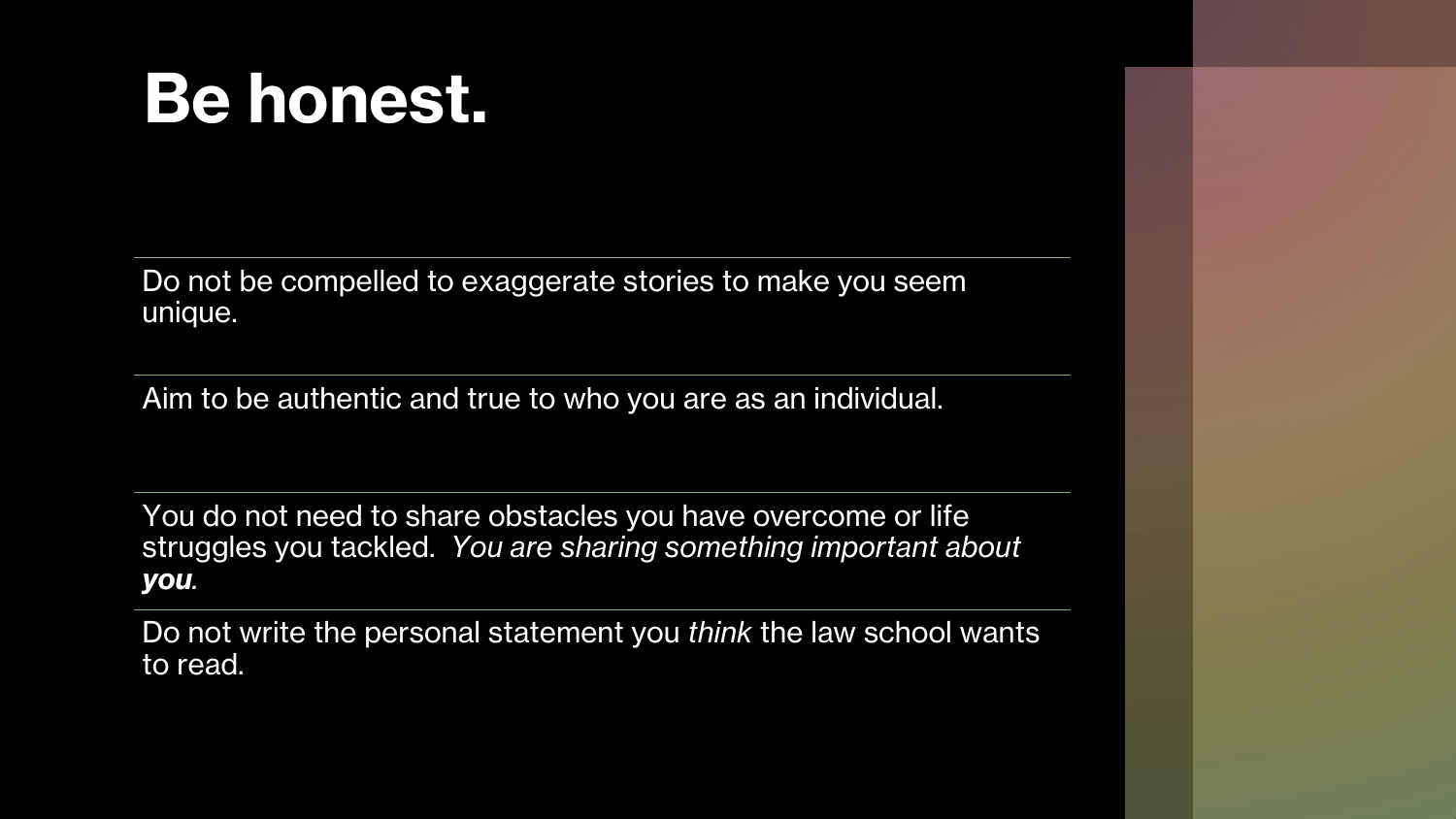# Be honest.

Do not be compelled to exaggerate stories to make you seem unique.

Aim to be authentic and true to who you are as an individual.

You do not need to share obstacles you have overcome or life struggles you tackled. *You are sharing something important about **you**.*

Do not write the personal statement you *think* the law school wants to read.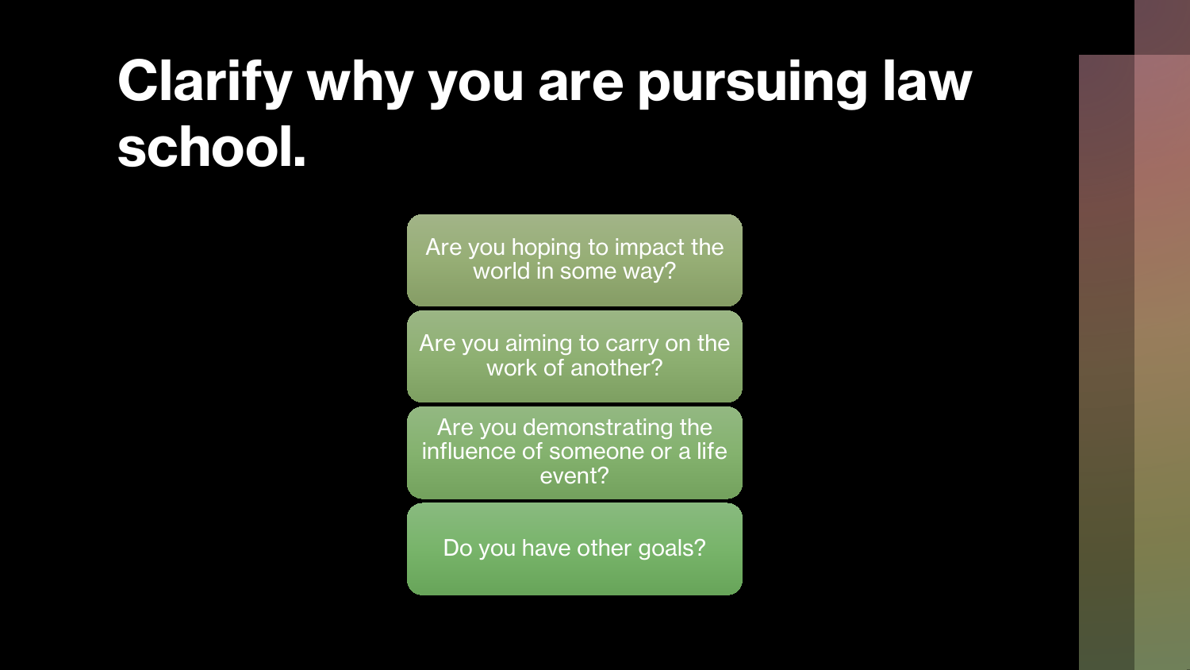# Clarify why you are pursuing law school.

- Are you hoping to impact the world in some way?
- Are you aiming to carry on the work of another?
- Are you demonstrating the influence of someone or a life event?
- Do you have other goals?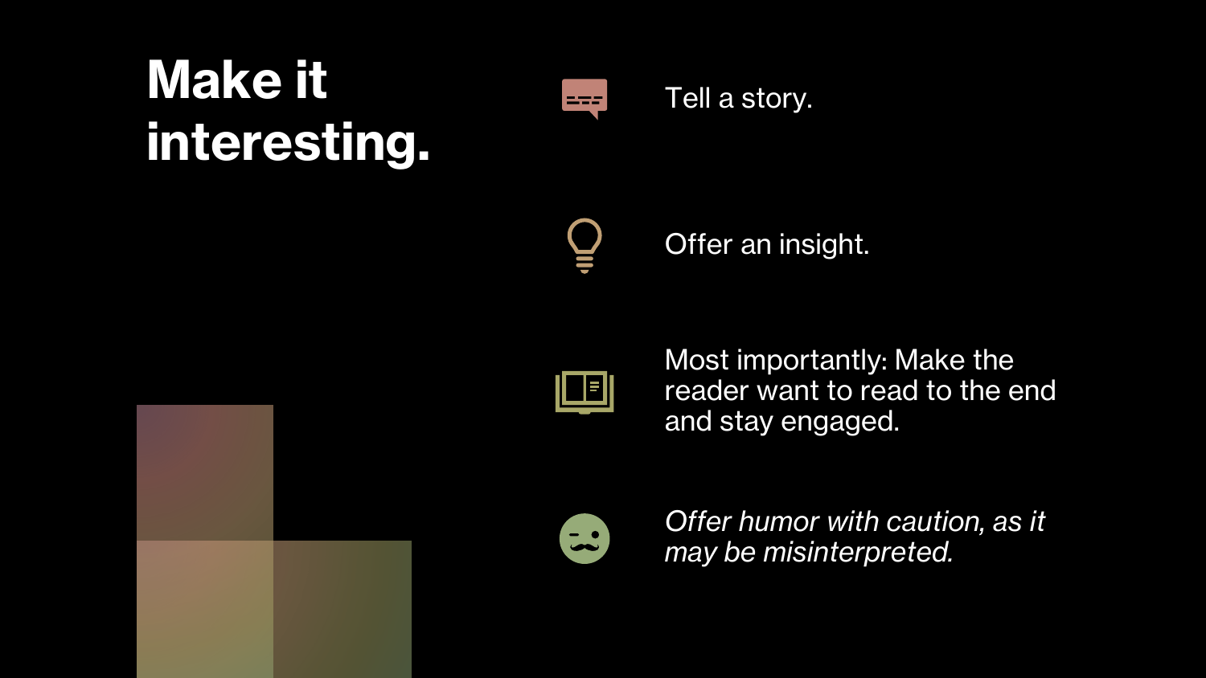# Make it interesting.

- Tell a story.
- Offer an insight.
- Most importantly: Make the reader want to read to the end and stay engaged.
- *Offer humor with caution, as it may be misinterpreted.*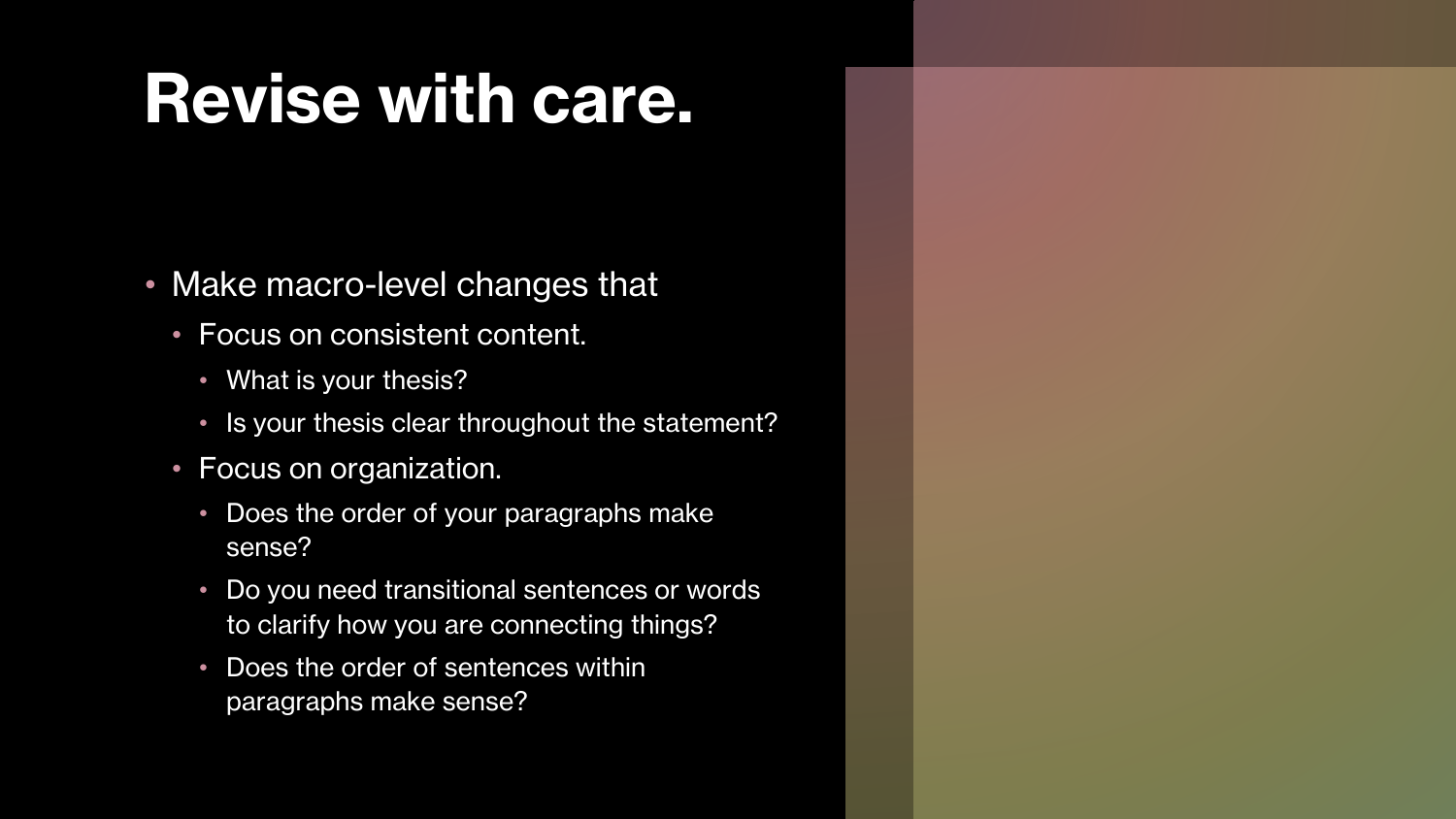# Revise with care.

- Make macro-level changes that
  - Focus on consistent content.
    - What is your thesis?
    - Is your thesis clear throughout the statement?
  - Focus on organization.
    - Does the order of your paragraphs make sense?
    - Do you need transitional sentences or words to clarify how you are connecting things?
    - Does the order of sentences within paragraphs make sense?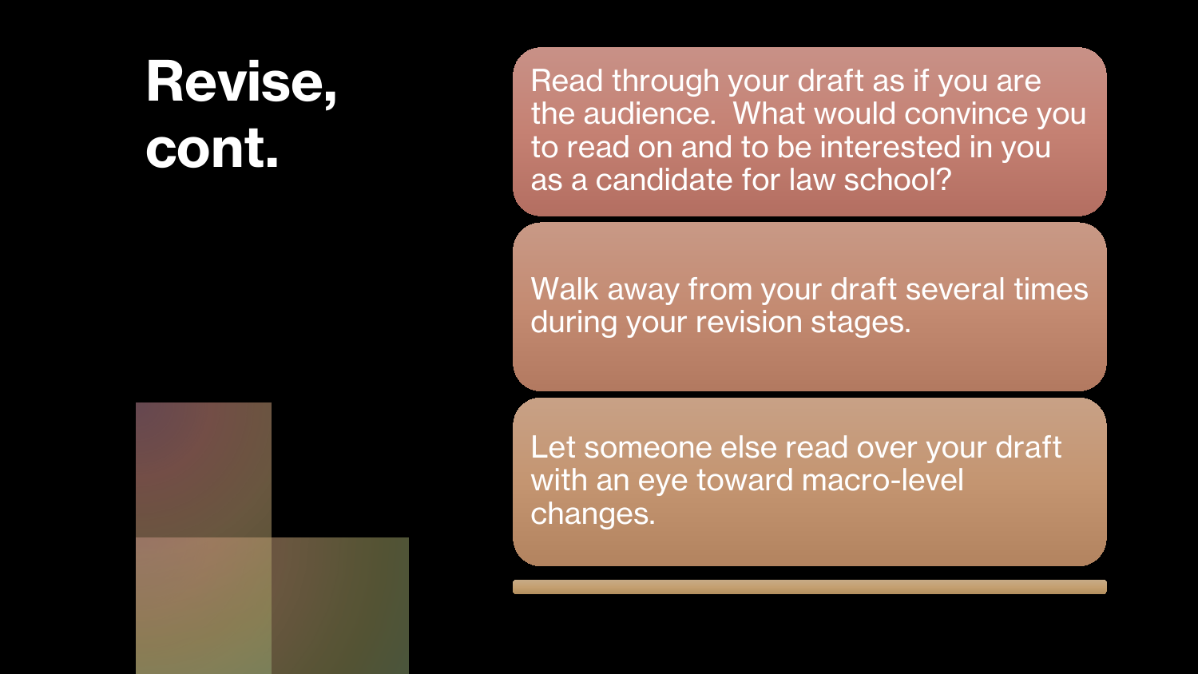# Revise, cont.

- Read through your draft as if you are the audience. What would convince you to read on and to be interested in you as a candidate for law school?
- Walk away from your draft several times during your revision stages.
- Let someone else read over your draft with an eye toward macro-level changes.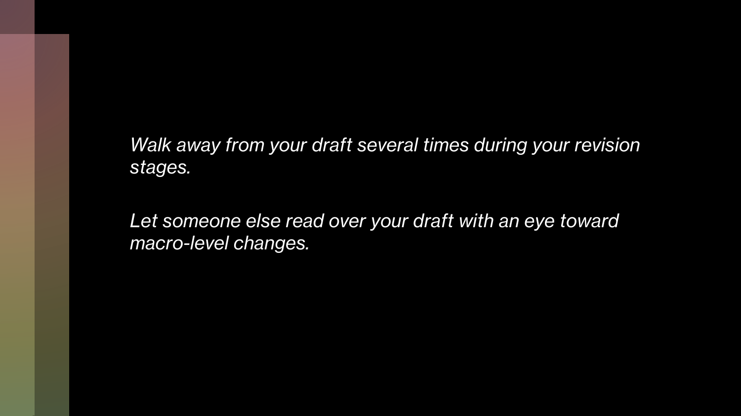*Walk away from your draft several times during your revision stages.*

*Let someone else read over your draft with an eye toward macro-level changes.*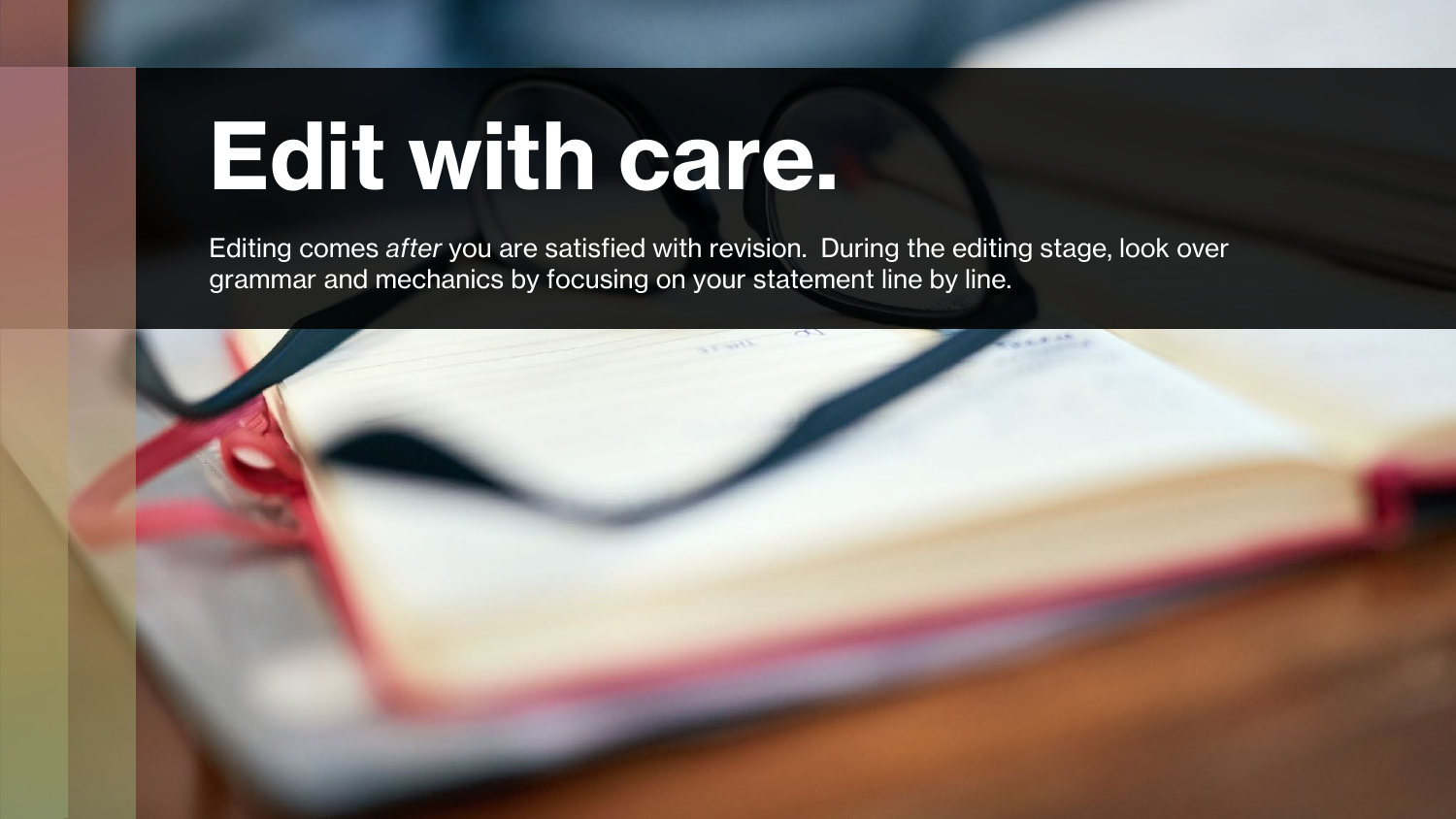# Edit with care.

Editing comes *after* you are satisfied with revision. During the editing stage, look over grammar and mechanics by focusing on your statement line by line.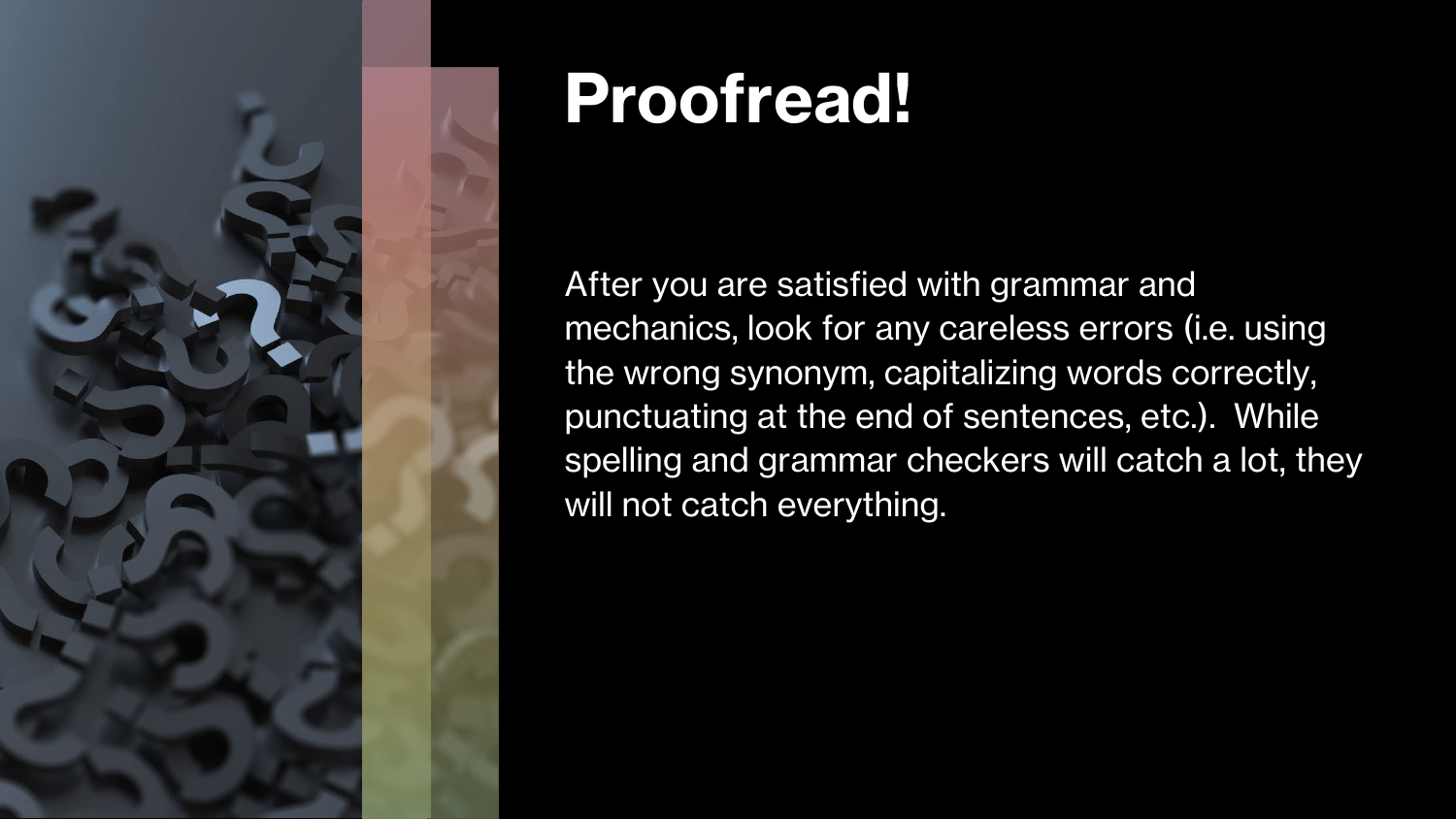# Proofread!

After you are satisfied with grammar and mechanics, look for any careless errors (i.e. using the wrong synonym, capitalizing words correctly, punctuating at the end of sentences, etc.). While spelling and grammar checkers will catch a lot, they will not catch everything.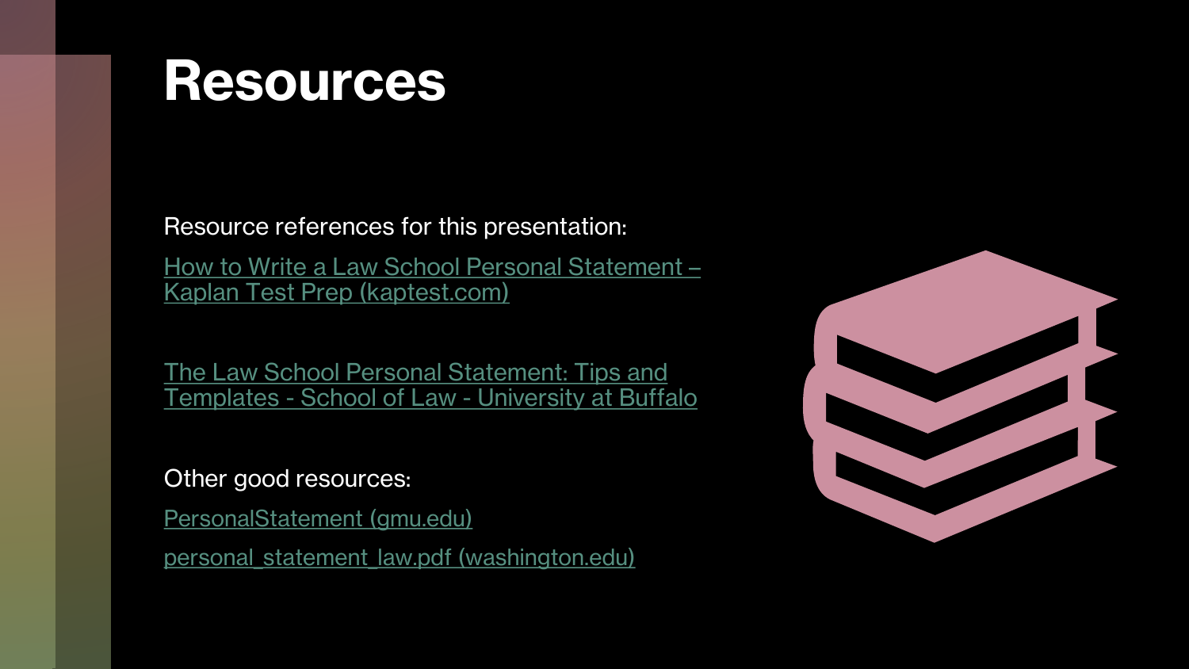# Resources

Resource references for this presentation:

How to Write a Law School Personal Statement – Kaplan Test Prep (kaptest.com)

The Law School Personal Statement: Tips and Templates - School of Law - University at Buffalo

Other good resources:

PersonalStatement (gmu.edu)

personal_statement_law.pdf (washington.edu)